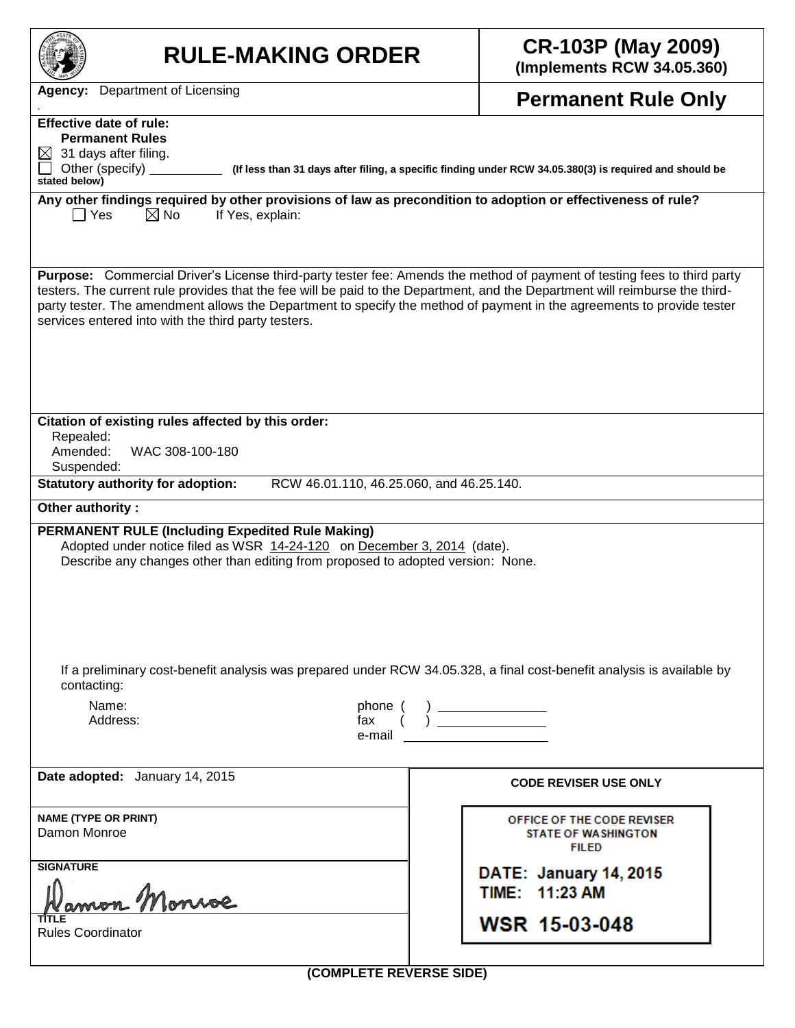# RULE-MAKING ORDER

**CR-103P (May 2009)**
**(Implements RCW 34.05.360)**

**Agency:** Department of Licensing

**Permanent Rule Only**

**Effective date of rule:**
**Permanent Rules**
☒ 31 days after filing.
☐ Other (specify) ___________ **(If less than 31 days after filing, a specific finding under RCW 34.05.380(3) is required and should be stated below)**

**Any other findings required by other provisions of law as precondition to adoption or effectiveness of rule?**
☐ Yes ☒ No If Yes, explain:

**Purpose:** Commercial Driver's License third-party tester fee: Amends the method of payment of testing fees to third party testers. The current rule provides that the fee will be paid to the Department, and the Department will reimburse the third-party tester. The amendment allows the Department to specify the method of payment in the agreements to provide tester services entered into with the third party testers.

**Citation of existing rules affected by this order:**
Repealed:
Amended: WAC 308-100-180
Suspended:

**Statutory authority for adoption:** RCW 46.01.110, 46.25.060, and 46.25.140.

**Other authority :**

**PERMANENT RULE (Including Expedited Rule Making)**
Adopted under notice filed as WSR 14-24-120 on December 3, 2014 (date).
Describe any changes other than editing from proposed to adopted version: None.

If a preliminary cost-benefit analysis was prepared under RCW 34.05.328, a final cost-benefit analysis is available by contacting:

Name: phone ( ) ___________
Address: fax ( ) ___________
e-mail ___________

**Date adopted:** January 14, 2015

**NAME (TYPE OR PRINT)**
Damon Monroe

**SIGNATURE**
Damon Monroe

**TITLE**
Rules Coordinator

**CODE REVISER USE ONLY**

OFFICE OF THE CODE REVISER
STATE OF WASHINGTON
FILED

**DATE: January 14, 2015**
**TIME: 11:23 AM**

**WSR 15-03-048**

**(COMPLETE REVERSE SIDE)**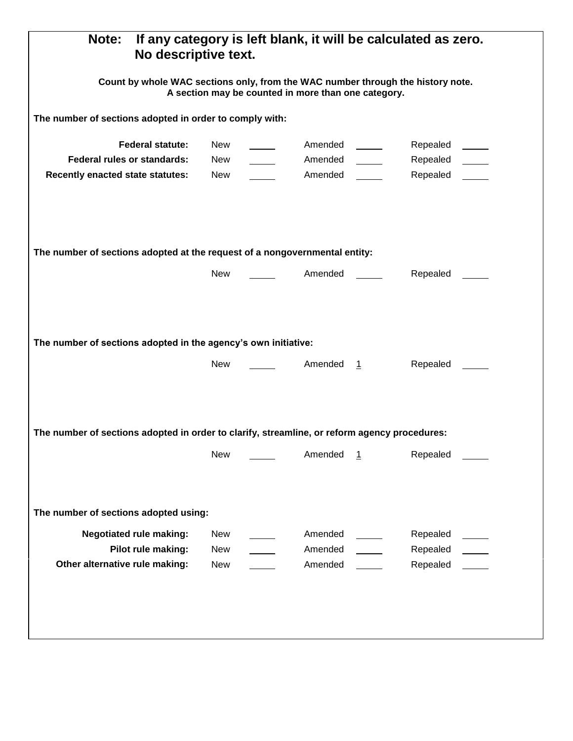**Note: If any category is left blank, it will be calculated as zero. No descriptive text.**

**Count by whole WAC sections only, from the WAC number through the history note. A section may be counted in more than one category.**

**The number of sections adopted in order to comply with:**

| | | | | | | |
|---|---|---|---|---|---|---|
| **Federal statute:** | New | | Amended | | Repealed | |
| **Federal rules or standards:** | New | | Amended | | Repealed | |
| **Recently enacted state statutes:** | New | | Amended | | Repealed | |

**The number of sections adopted at the request of a nongovernmental entity:**

| | | | | | |
|---|---|---|---|---|---|
| New | | Amended | | Repealed | |

**The number of sections adopted in the agency's own initiative:**

| | | | | | |
|---|---|---|---|---|---|
| New | | Amended | 1 | Repealed | |

**The number of sections adopted in order to clarify, streamline, or reform agency procedures:**

| | | | | | |
|---|---|---|---|---|---|
| New | | Amended | 1 | Repealed | |

**The number of sections adopted using:**

| | | | | | | |
|---|---|---|---|---|---|---|
| **Negotiated rule making:** | New | | Amended | | Repealed | |
| **Pilot rule making:** | New | | Amended | | Repealed | |
| **Other alternative rule making:** | New | | Amended | | Repealed | |